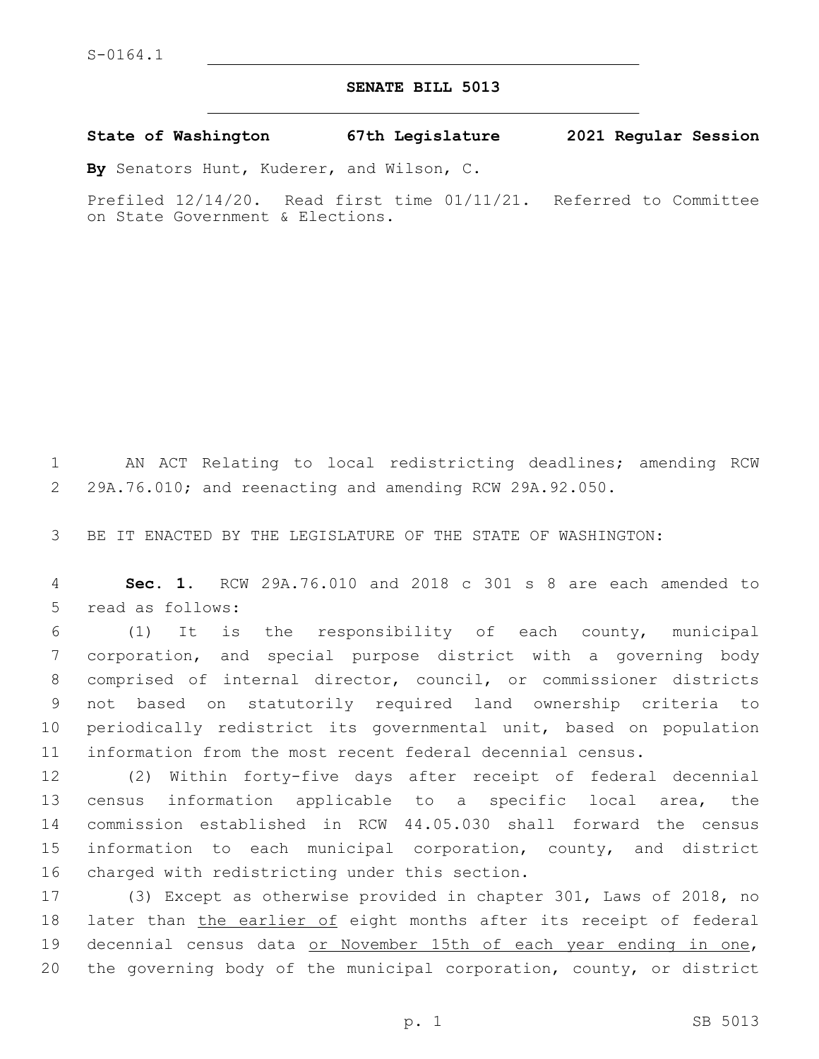S-0164.1

# SENATE BILL 5013

**State of Washington 67th Legislature 2021 Regular Session**

**By** Senators Hunt, Kuderer, and Wilson, C.

Prefiled 12/14/20. Read first time 01/11/21. Referred to Committee on State Government & Elections.

AN ACT Relating to local redistricting deadlines; amending RCW 29A.76.010; and reenacting and amending RCW 29A.92.050.

BE IT ENACTED BY THE LEGISLATURE OF THE STATE OF WASHINGTON:

**Sec. 1.** RCW 29A.76.010 and 2018 c 301 s 8 are each amended to read as follows:

(1) It is the responsibility of each county, municipal corporation, and special purpose district with a governing body comprised of internal director, council, or commissioner districts not based on statutorily required land ownership criteria to periodically redistrict its governmental unit, based on population information from the most recent federal decennial census.

(2) Within forty-five days after receipt of federal decennial census information applicable to a specific local area, the commission established in RCW 44.05.030 shall forward the census information to each municipal corporation, county, and district charged with redistricting under this section.

(3) Except as otherwise provided in chapter 301, Laws of 2018, no later than <u>the earlier of</u> eight months after its receipt of federal decennial census data <u>or November 15th of each year ending in one</u>, the governing body of the municipal corporation, county, or district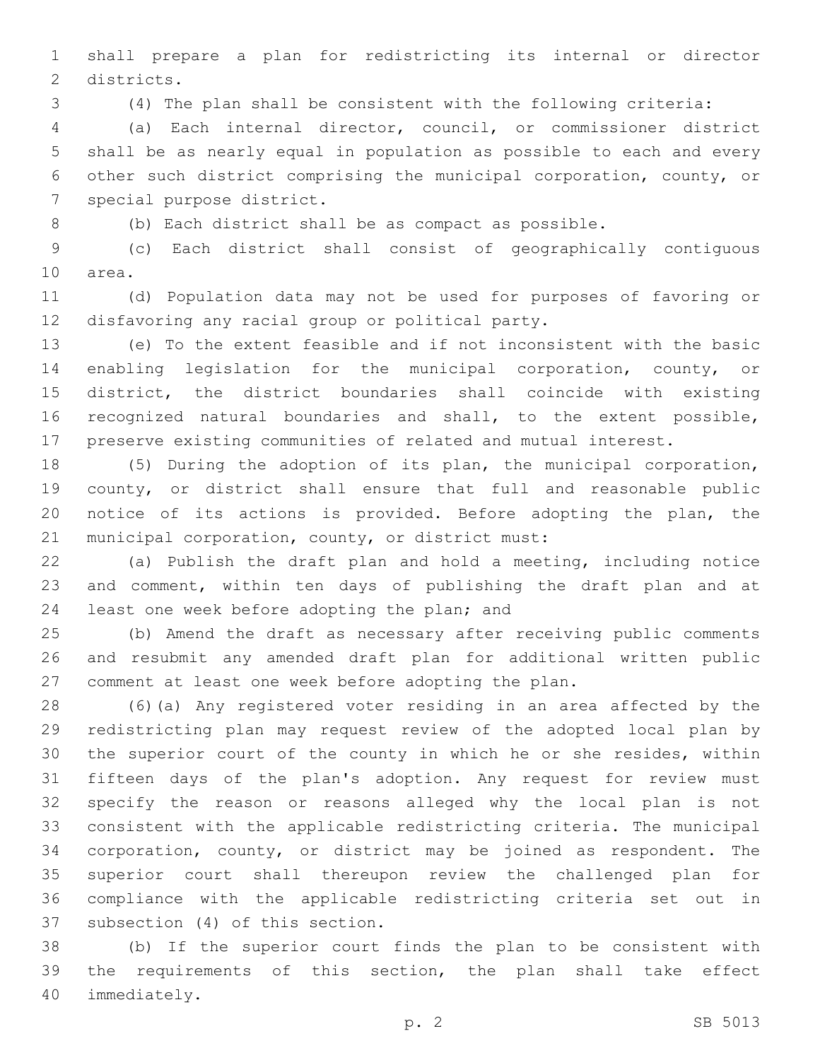shall prepare a plan for redistricting its internal or director districts.

(4) The plan shall be consistent with the following criteria:

(a) Each internal director, council, or commissioner district shall be as nearly equal in population as possible to each and every other such district comprising the municipal corporation, county, or special purpose district.

(b) Each district shall be as compact as possible.

(c) Each district shall consist of geographically contiguous area.

(d) Population data may not be used for purposes of favoring or disfavoring any racial group or political party.

(e) To the extent feasible and if not inconsistent with the basic enabling legislation for the municipal corporation, county, or district, the district boundaries shall coincide with existing recognized natural boundaries and shall, to the extent possible, preserve existing communities of related and mutual interest.

(5) During the adoption of its plan, the municipal corporation, county, or district shall ensure that full and reasonable public notice of its actions is provided. Before adopting the plan, the municipal corporation, county, or district must:

(a) Publish the draft plan and hold a meeting, including notice and comment, within ten days of publishing the draft plan and at least one week before adopting the plan; and

(b) Amend the draft as necessary after receiving public comments and resubmit any amended draft plan for additional written public comment at least one week before adopting the plan.

(6)(a) Any registered voter residing in an area affected by the redistricting plan may request review of the adopted local plan by the superior court of the county in which he or she resides, within fifteen days of the plan's adoption. Any request for review must specify the reason or reasons alleged why the local plan is not consistent with the applicable redistricting criteria. The municipal corporation, county, or district may be joined as respondent. The superior court shall thereupon review the challenged plan for compliance with the applicable redistricting criteria set out in subsection (4) of this section.

(b) If the superior court finds the plan to be consistent with the requirements of this section, the plan shall take effect immediately.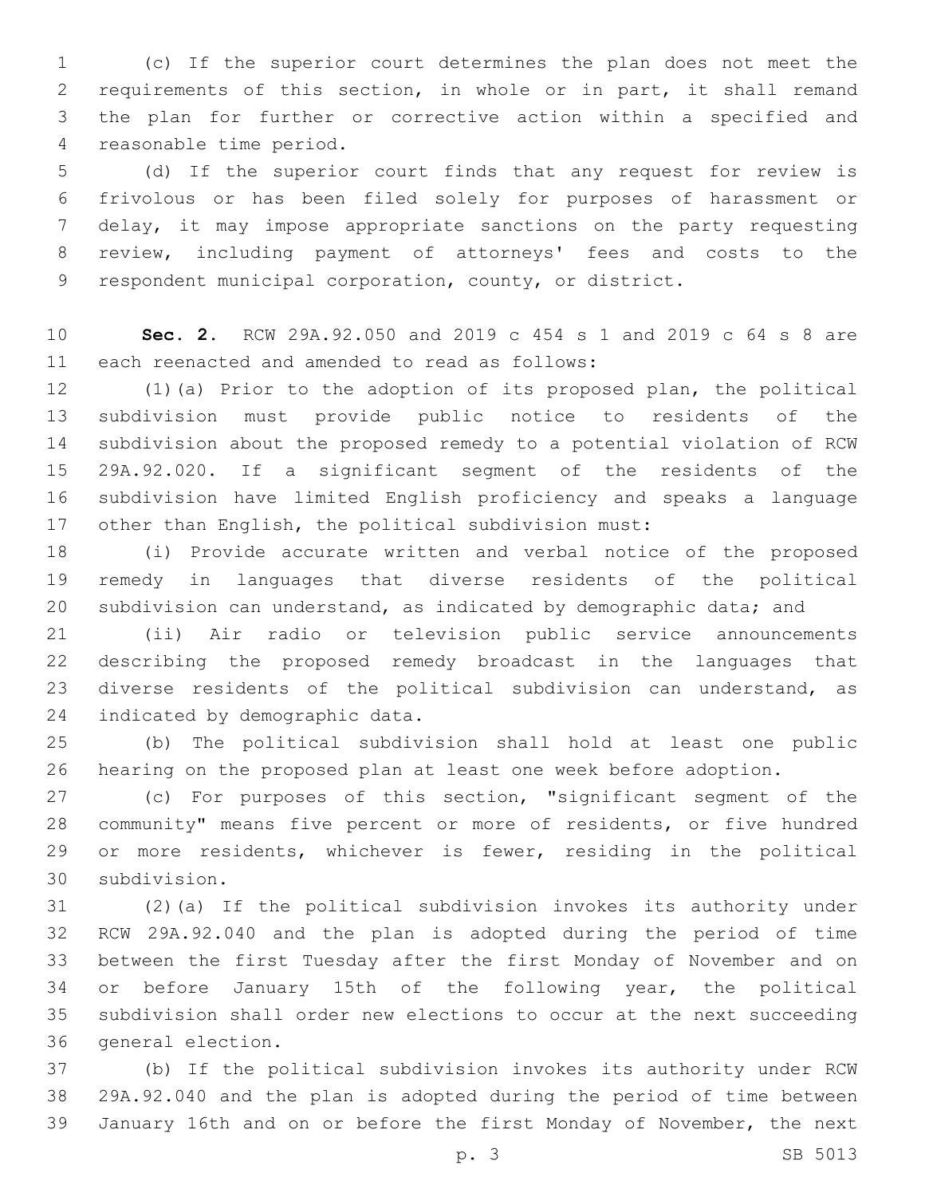(c) If the superior court determines the plan does not meet the requirements of this section, in whole or in part, it shall remand the plan for further or corrective action within a specified and reasonable time period.

(d) If the superior court finds that any request for review is frivolous or has been filed solely for purposes of harassment or delay, it may impose appropriate sanctions on the party requesting review, including payment of attorneys' fees and costs to the respondent municipal corporation, county, or district.

**Sec. 2.** RCW 29A.92.050 and 2019 c 454 s 1 and 2019 c 64 s 8 are each reenacted and amended to read as follows:

(1)(a) Prior to the adoption of its proposed plan, the political subdivision must provide public notice to residents of the subdivision about the proposed remedy to a potential violation of RCW 29A.92.020. If a significant segment of the residents of the subdivision have limited English proficiency and speaks a language other than English, the political subdivision must:

(i) Provide accurate written and verbal notice of the proposed remedy in languages that diverse residents of the political subdivision can understand, as indicated by demographic data; and

(ii) Air radio or television public service announcements describing the proposed remedy broadcast in the languages that diverse residents of the political subdivision can understand, as indicated by demographic data.

(b) The political subdivision shall hold at least one public hearing on the proposed plan at least one week before adoption.

(c) For purposes of this section, "significant segment of the community" means five percent or more of residents, or five hundred or more residents, whichever is fewer, residing in the political subdivision.

(2)(a) If the political subdivision invokes its authority under RCW 29A.92.040 and the plan is adopted during the period of time between the first Tuesday after the first Monday of November and on or before January 15th of the following year, the political subdivision shall order new elections to occur at the next succeeding general election.

(b) If the political subdivision invokes its authority under RCW 29A.92.040 and the plan is adopted during the period of time between January 16th and on or before the first Monday of November, the next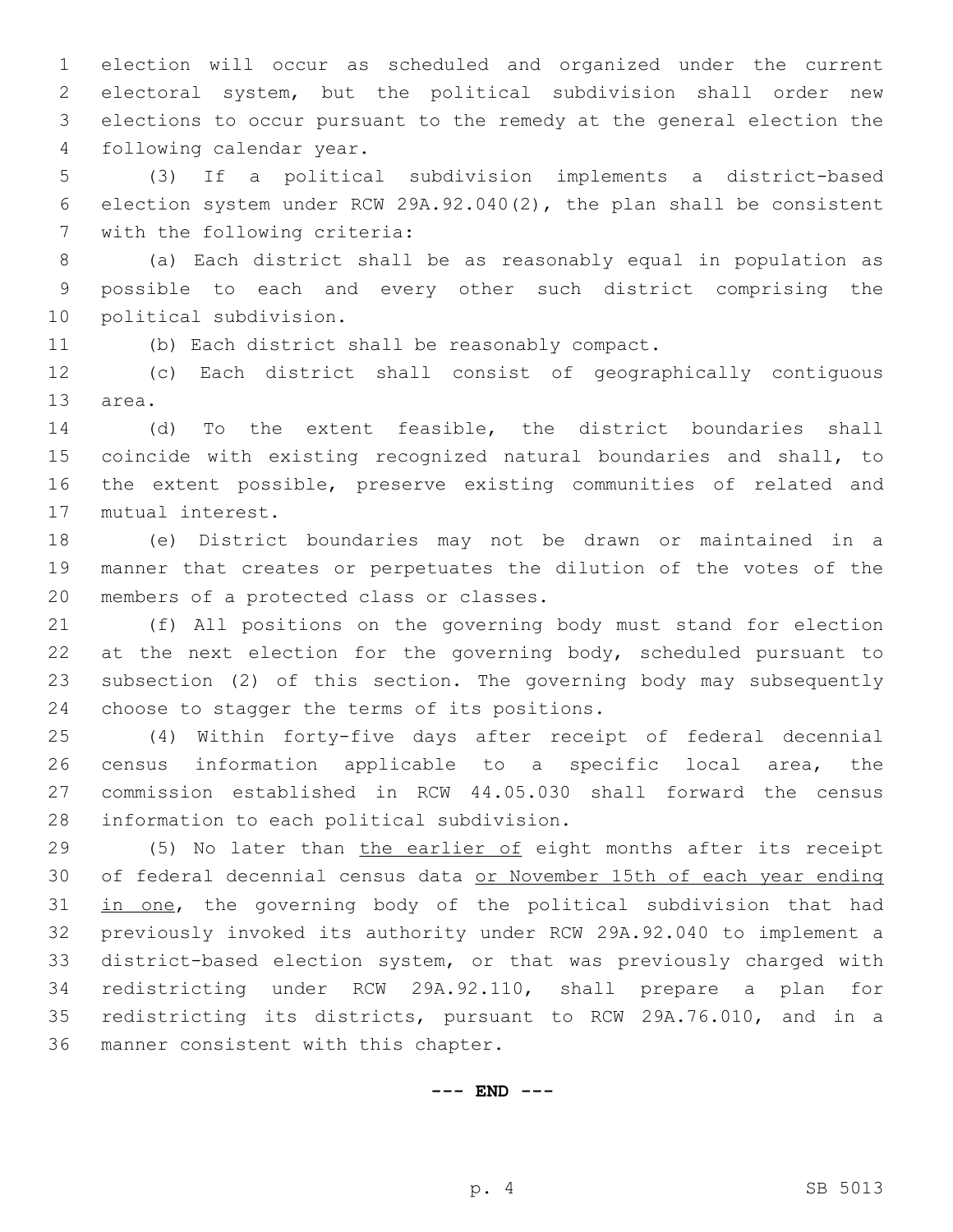election will occur as scheduled and organized under the current electoral system, but the political subdivision shall order new elections to occur pursuant to the remedy at the general election the following calendar year.

(3) If a political subdivision implements a district-based election system under RCW 29A.92.040(2), the plan shall be consistent with the following criteria:

(a) Each district shall be as reasonably equal in population as possible to each and every other such district comprising the political subdivision.

(b) Each district shall be reasonably compact.

(c) Each district shall consist of geographically contiguous area.

(d) To the extent feasible, the district boundaries shall coincide with existing recognized natural boundaries and shall, to the extent possible, preserve existing communities of related and mutual interest.

(e) District boundaries may not be drawn or maintained in a manner that creates or perpetuates the dilution of the votes of the members of a protected class or classes.

(f) All positions on the governing body must stand for election at the next election for the governing body, scheduled pursuant to subsection (2) of this section. The governing body may subsequently choose to stagger the terms of its positions.

(4) Within forty-five days after receipt of federal decennial census information applicable to a specific local area, the commission established in RCW 44.05.030 shall forward the census information to each political subdivision.

(5) No later than <u>the earlier of</u> eight months after its receipt of federal decennial census data <u>or November 15th of each year ending in one</u>, the governing body of the political subdivision that had previously invoked its authority under RCW 29A.92.040 to implement a district-based election system, or that was previously charged with redistricting under RCW 29A.92.110, shall prepare a plan for redistricting its districts, pursuant to RCW 29A.76.010, and in a manner consistent with this chapter.

**--- END ---**